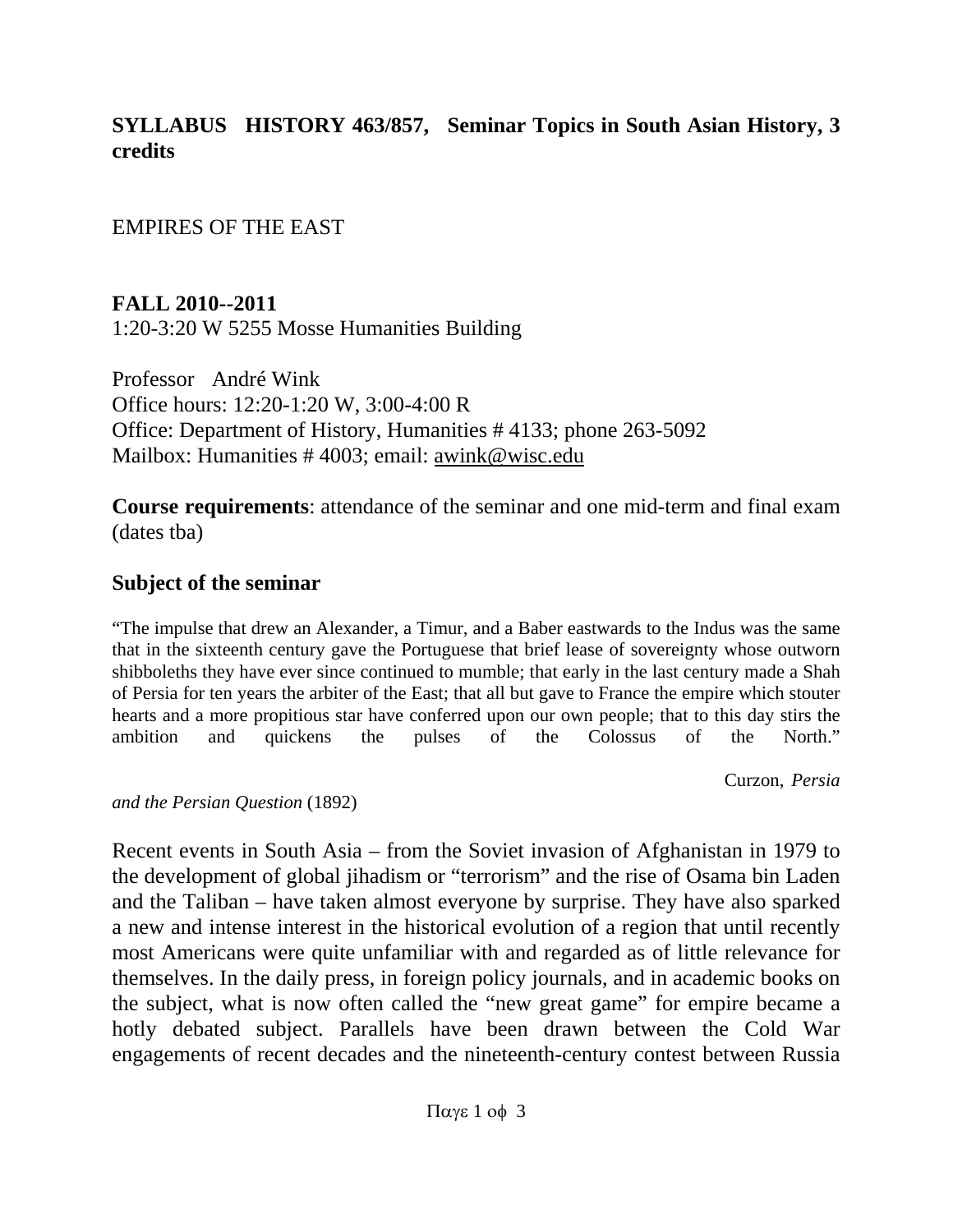**SYLLABUS HISTORY 463/857, Seminar Topics in South Asian History, 3 credits**

EMPIRES OF THE EAST

**FALL 2010--2011**
1:20-3:20 W 5255 Mosse Humanities Building

Professor André Wink
Office hours: 12:20-1:20 W, 3:00-4:00 R
Office: Department of History, Humanities # 4133; phone 263-5092
Mailbox: Humanities # 4003; email: awink@wisc.edu

**Course requirements**: attendance of the seminar and one mid-term and final exam (dates tba)

## Subject of the seminar

"The impulse that drew an Alexander, a Timur, and a Baber eastwards to the Indus was the same that in the sixteenth century gave the Portuguese that brief lease of sovereignty whose outworn shibboleths they have ever since continued to mumble; that early in the last century made a Shah of Persia for ten years the arbiter of the East; that all but gave to France the empire which stouter hearts and a more propitious star have conferred upon our own people; that to this day stirs the ambition and quickens the pulses of the Colossus of the North."

Curzon, *Persia and the Persian Question* (1892)

Recent events in South Asia – from the Soviet invasion of Afghanistan in 1979 to the development of global jihadism or "terrorism" and the rise of Osama bin Laden and the Taliban – have taken almost everyone by surprise. They have also sparked a new and intense interest in the historical evolution of a region that until recently most Americans were quite unfamiliar with and regarded as of little relevance for themselves. In the daily press, in foreign policy journals, and in academic books on the subject, what is now often called the "new great game" for empire became a hotly debated subject. Parallels have been drawn between the Cold War engagements of recent decades and the nineteenth-century contest between Russia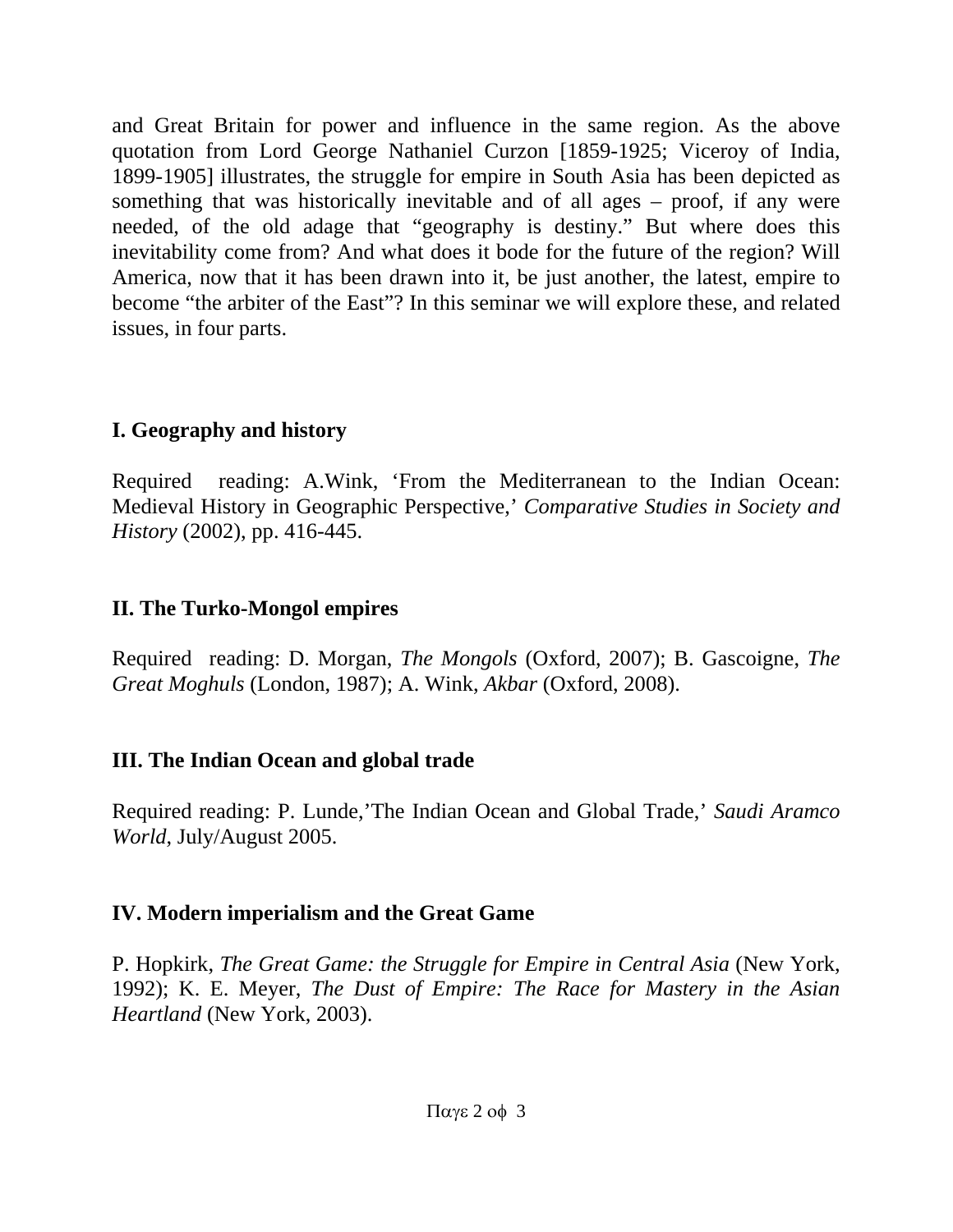and Great Britain for power and influence in the same region. As the above quotation from Lord George Nathaniel Curzon [1859-1925; Viceroy of India, 1899-1905] illustrates, the struggle for empire in South Asia has been depicted as something that was historically inevitable and of all ages – proof, if any were needed, of the old adage that "geography is destiny." But where does this inevitability come from? And what does it bode for the future of the region? Will America, now that it has been drawn into it, be just another, the latest, empire to become "the arbiter of the East"? In this seminar we will explore these, and related issues, in four parts.

## I. Geography and history

Required reading: A.Wink, 'From the Mediterranean to the Indian Ocean: Medieval History in Geographic Perspective,' *Comparative Studies in Society and History* (2002), pp. 416-445.

## II. The Turko-Mongol empires

Required reading: D. Morgan, *The Mongols* (Oxford, 2007); B. Gascoigne, *The Great Moghuls* (London, 1987); A. Wink, *Akbar* (Oxford, 2008).

## III. The Indian Ocean and global trade

Required reading: P. Lunde,'The Indian Ocean and Global Trade,' *Saudi Aramco World*, July/August 2005.

## IV. Modern imperialism and the Great Game

P. Hopkirk, *The Great Game: the Struggle for Empire in Central Asia* (New York, 1992); K. E. Meyer, *The Dust of Empire: The Race for Mastery in the Asian Heartland* (New York, 2003).